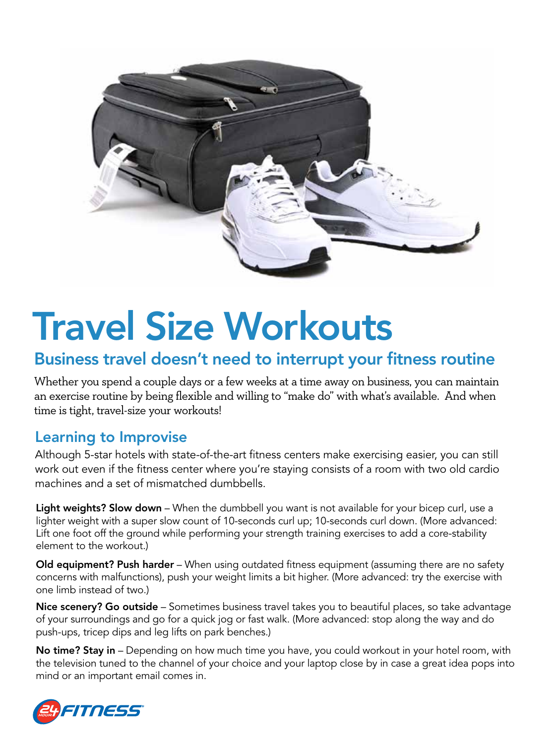# Travel Size Workouts

## Business travel doesn't need to interrupt your fitness routine

Whether you spend a couple days or a few weeks at a time away on business, you can maintain an exercise routine by being flexible and willing to "make do" with what's available. And when time is tight, travel-size your workouts!

### Learning to Improvise

Although 5-star hotels with state-of-the-art fitness centers make exercising easier, you can still work out even if the fitness center where you're staying consists of a room with two old cardio machines and a set of mismatched dumbbells.

**Light weights? Slow down** – When the dumbbell you want is not available for your bicep curl, use a lighter weight with a super slow count of 10-seconds curl up; 10-seconds curl down. (More advanced: Lift one foot off the ground while performing your strength training exercises to add a core-stability element to the workout.)

**Old equipment? Push harder** – When using outdated fitness equipment (assuming there are no safety concerns with malfunctions), push your weight limits a bit higher. (More advanced: try the exercise with one limb instead of two.)

**Nice scenery? Go outside** – Sometimes business travel takes you to beautiful places, so take advantage of your surroundings and go for a quick jog or fast walk. (More advanced: stop along the way and do push-ups, tricep dips and leg lifts on park benches.)

**No time? Stay in** – Depending on how much time you have, you could workout in your hotel room, with the television tuned to the channel of your choice and your laptop close by in case a great idea pops into mind or an important email comes in.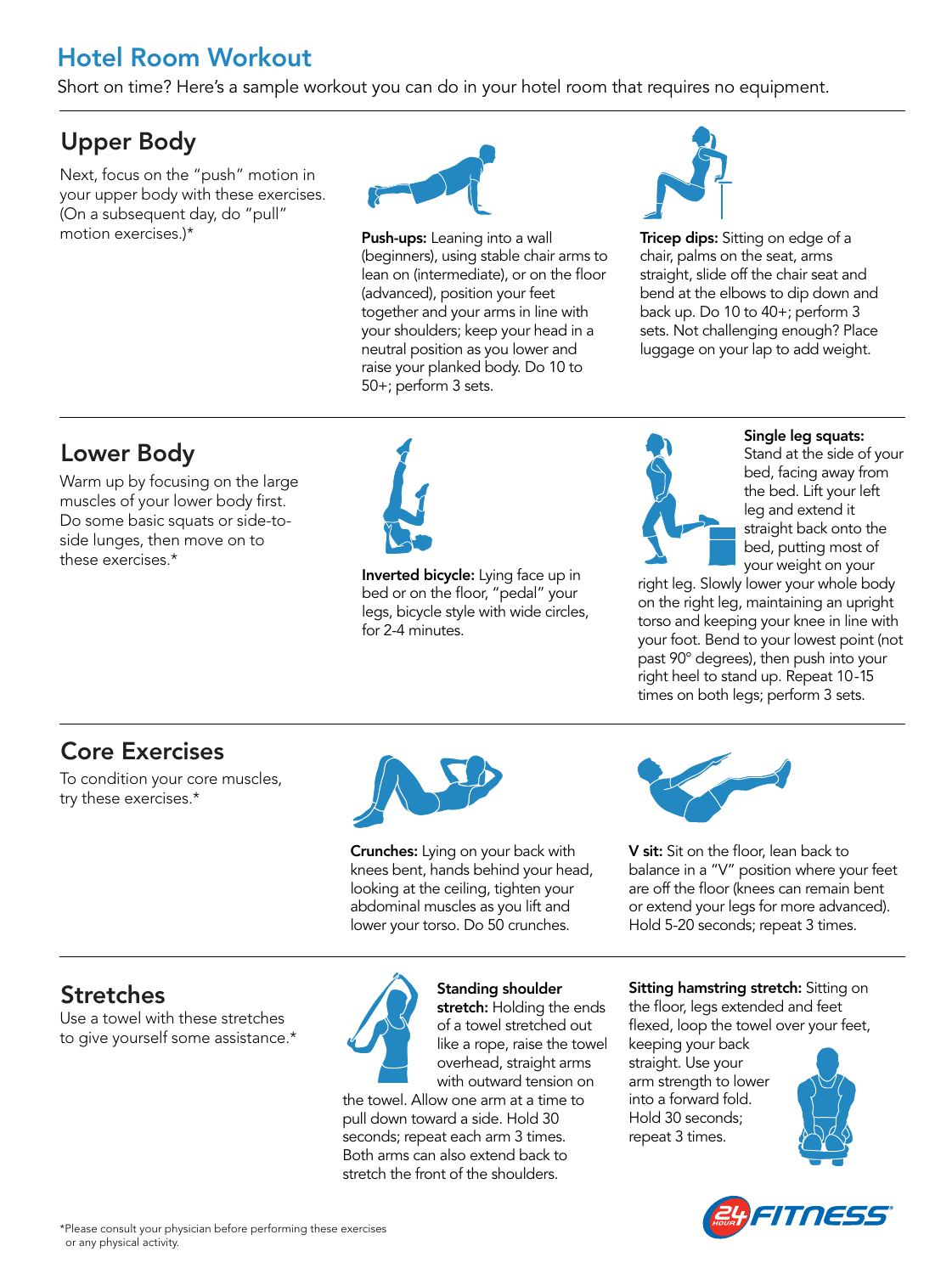# Hotel Room Workout

Short on time? Here's a sample workout you can do in your hotel room that requires no equipment.

## Upper Body

Next, focus on the "push" motion in your upper body with these exercises. (On a subsequent day, do "pull" motion exercises.)*

**Push-ups:** Leaning into a wall (beginners), using stable chair arms to lean on (intermediate), or on the floor (advanced), position your feet together and your arms in line with your shoulders; keep your head in a neutral position as you lower and raise your planked body. Do 10 to 50+; perform 3 sets.

**Tricep dips:** Sitting on edge of a chair, palms on the seat, arms straight, slide off the chair seat and bend at the elbows to dip down and back up. Do 10 to 40+; perform 3 sets. Not challenging enough? Place luggage on your lap to add weight.

## Lower Body

Warm up by focusing on the large muscles of your lower body first. Do some basic squats or side-to-side lunges, then move on to these exercises.*

**Inverted bicycle:** Lying face up in bed or on the floor, "pedal" your legs, bicycle style with wide circles, for 2-4 minutes.

**Single leg squats:** Stand at the side of your bed, facing away from the bed. Lift your left leg and extend it straight back onto the bed, putting most of your weight on your right leg. Slowly lower your whole body on the right leg, maintaining an upright torso and keeping your knee in line with your foot. Bend to your lowest point (not past 90° degrees), then push into your right heel to stand up. Repeat 10-15 times on both legs; perform 3 sets.

## Core Exercises

To condition your core muscles, try these exercises.*

**Crunches:** Lying on your back with knees bent, hands behind your head, looking at the ceiling, tighten your abdominal muscles as you lift and lower your torso. Do 50 crunches.

**V sit:** Sit on the floor, lean back to balance in a "V" position where your feet are off the floor (knees can remain bent or extend your legs for more advanced). Hold 5-20 seconds; repeat 3 times.

## Stretches

Use a towel with these stretches to give yourself some assistance.*

**Standing shoulder stretch:** Holding the ends of a towel stretched out like a rope, raise the towel overhead, straight arms with outward tension on the towel. Allow one arm at a time to pull down toward a side. Hold 30 seconds; repeat each arm 3 times. Both arms can also extend back to stretch the front of the shoulders.

**Sitting hamstring stretch:** Sitting on the floor, legs extended and feet flexed, loop the towel over your feet, keeping your back straight. Use your arm strength to lower into a forward fold. Hold 30 seconds; repeat 3 times.

*Please consult your physician before performing these exercises or any physical activity.

24 Hour Fitness